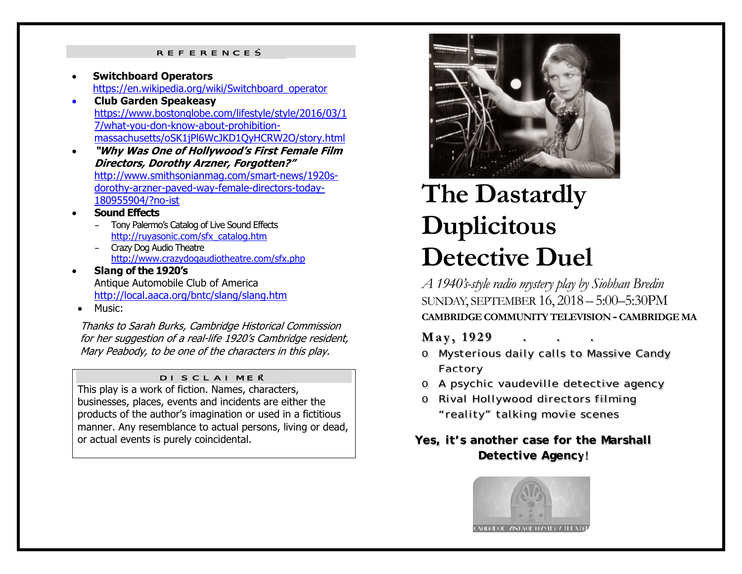## REFERENCES

- **Switchboard Operators**
  https://en.wikipedia.org/wiki/Switchboard_operator
- **Club Garden Speakeasy**
  https://www.bostonglobe.com/lifestyle/style/2016/03/17/what-you-don-know-about-prohibition-massachusetts/oSK1jPl6WcJKD1QyHCRW2O/story.html
- ***"Why Was One of Hollywood's First Female Film Directors, Dorothy Arzner, Forgotten?"***
  http://www.smithsonianmag.com/smart-news/1920s-dorothy-arzner-paved-way-female-directors-today-180955904/?no-ist
- **Sound Effects**
  - Tony Palermo's Catalog of Live Sound Effects
    http://ruyasonic.com/sfx_catalog.htm
  - Crazy Dog Audio Theatre
    http://www.crazydogaudiotheatre.com/sfx.php
- **Slang of the 1920's**
  Antique Automobile Club of America
  http://local.aaca.org/bntc/slang/slang.htm
- Music:

*Thanks to Sarah Burks, Cambridge Historical Commission for her suggestion of a real-life 1920's Cambridge resident, Mary Peabody, to be one of the characters in this play.*

## DISCLAIMER

This play is a work of fiction. Names, characters, businesses, places, events and incidents are either the products of the author's imagination or used in a fictitious manner. Any resemblance to actual persons, living or dead, or actual events is purely coincidental.

# The Dastardly Duplicitous Detective Duel

*A 1940's-style radio mystery play by Siobhan Bredin*

SUNDAY, SEPTEMBER 16, 2018 – 5:00–5:30PM

**CAMBRIDGE COMMUNITY TELEVISION - CAMBRIDGE MA**

**May, 1929 . . .**

- Mysterious daily calls to Massive Candy Factory
- A psychic vaudeville detective agency
- Rival Hollywood directors filming "reality" talking movie scenes

**Yes, it's another case for the Marshall Detective Agency!**

CAMBRIDGE VINTAGE MYSTERY THEATRE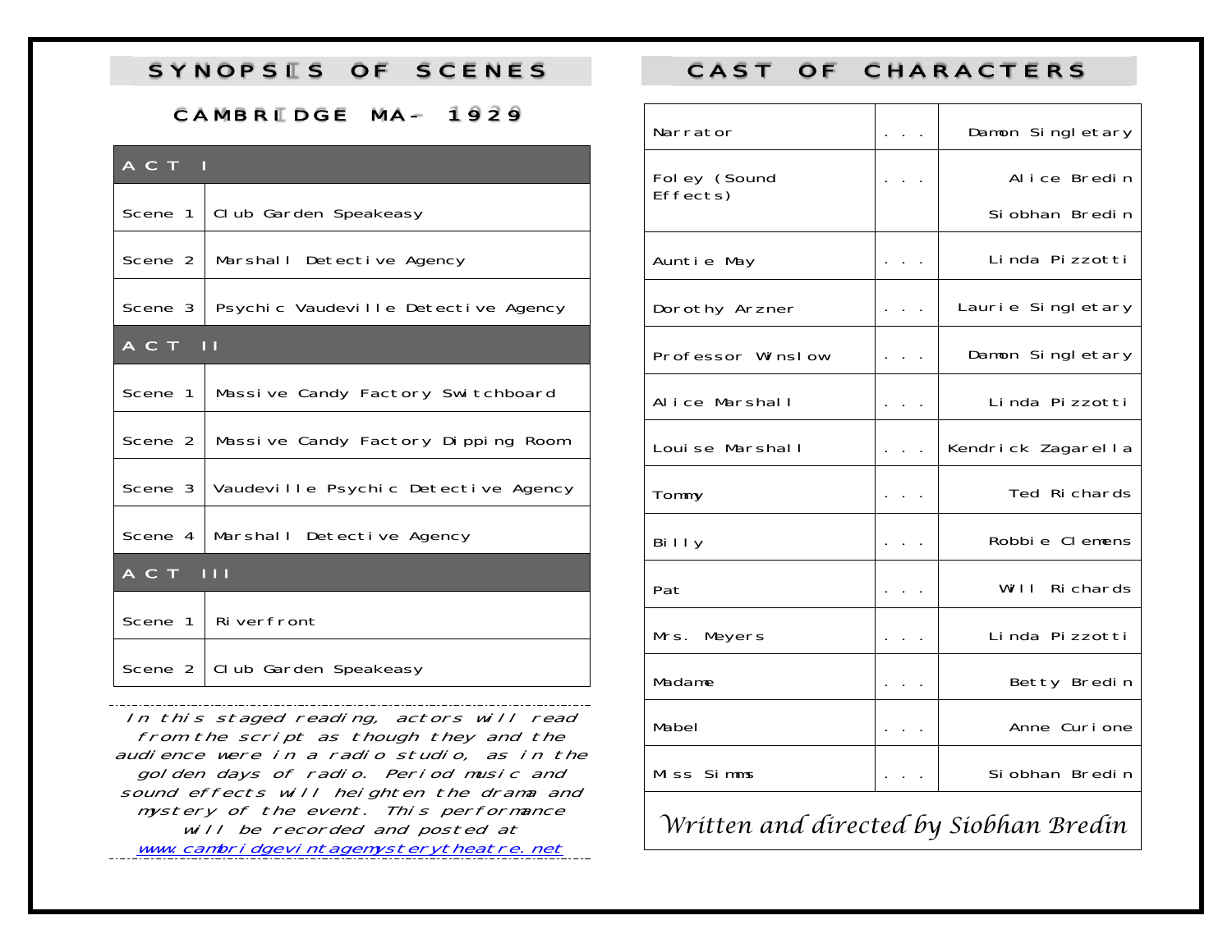## SYNOPSIS OF SCENES

### CAMBRIDGE MA– 1929

| | |
|---|---|
| **ACT I** | |
| Scene 1 | Club Garden Speakeasy |
| Scene 2 | Marshall Detective Agency |
| Scene 3 | Psychic Vaudeville Detective Agency |
| **ACT II** | |
| Scene 1 | Massive Candy Factory Switchboard |
| Scene 2 | Massive Candy Factory Dipping Room |
| Scene 3 | Vaudeville Psychic Detective Agency |
| Scene 4 | Marshall Detective Agency |
| **ACT III** | |
| Scene 1 | Riverfront |
| Scene 2 | Club Garden Speakeasy |

*In this staged reading, actors will read from the script as though they and the audience were in a radio studio, as in the golden days of radio. Period music and sound effects will heighten the drama and mystery of the event. This performance will be recorded and posted at [www.cambridgevintagemysterytheatre.net](http://www.cambridgevintagemysterytheatre.net)*

## CAST OF CHARACTERS

| | | |
|---|---|---|
| Narrator | . . . | Damon Singletary |
| Foley (Sound Effects) | . . . | Alice Bredin<br>Siobhan Bredin |
| Auntie May | . . . | Linda Pizzotti |
| Dorothy Arzner | . . . | Laurie Singletary |
| Professor Winslow | . . . | Damon Singletary |
| Alice Marshall | . . . | Linda Pizzotti |
| Louise Marshall | . . . | Kendrick Zagarella |
| Tommy | . . . | Ted Richards |
| Billy | . . . | Robbie Clemens |
| Pat | . . . | Will Richards |
| Mrs. Meyers | . . . | Linda Pizzotti |
| Madame | . . . | Betty Bredin |
| Mabel | . . . | Anne Curione |
| Miss Simms | . . . | Siobhan Bredin |

*Written and directed by Siobhan Bredin*